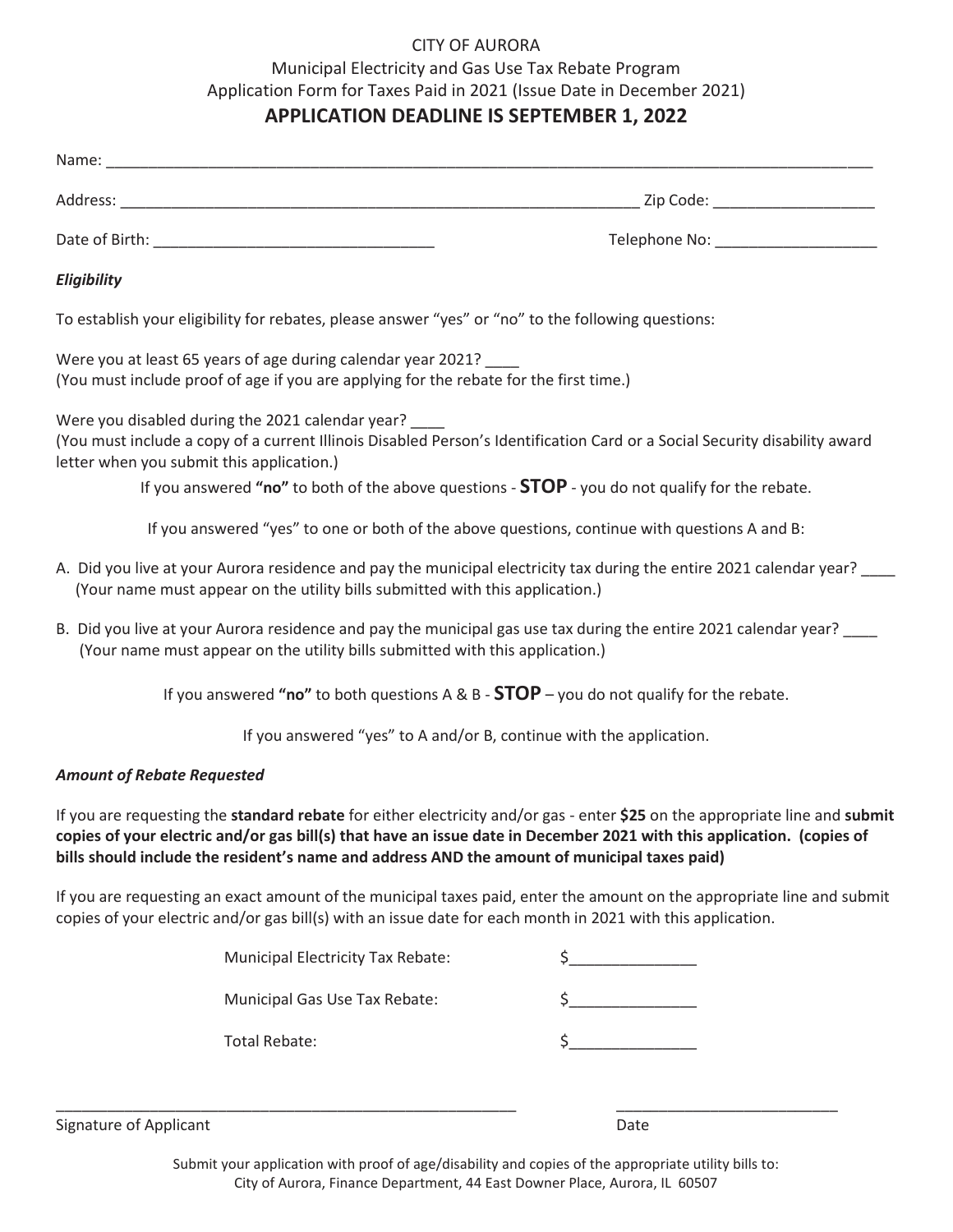CITY OF AURORA

Municipal Electricity and Gas Use Tax Rebate Program

Application Form for Taxes Paid in 2021 (Issue Date in December 2021)

# APPLICATION DEADLINE IS SEPTEMBER 1, 2022

Name: ___________________________________________________________________________________________

Address: _______________________________________________________________ Zip Code: ___________________

Date of Birth: _________________________________ Telephone No: ___________________

***Eligibility***

To establish your eligibility for rebates, please answer "yes" or "no" to the following questions:

Were you at least 65 years of age during calendar year 2021? ____
(You must include proof of age if you are applying for the rebate for the first time.)

Were you disabled during the 2021 calendar year? ____
(You must include a copy of a current Illinois Disabled Person's Identification Card or a Social Security disability award letter when you submit this application.)

If you answered **"no"** to both of the above questions - **STOP** - you do not qualify for the rebate.

If you answered "yes" to one or both of the above questions, continue with questions A and B:

A. Did you live at your Aurora residence and pay the municipal electricity tax during the entire 2021 calendar year? ____
(Your name must appear on the utility bills submitted with this application.)

B. Did you live at your Aurora residence and pay the municipal gas use tax during the entire 2021 calendar year? ____
(Your name must appear on the utility bills submitted with this application.)

If you answered **"no"** to both questions A & B - **STOP** – you do not qualify for the rebate.

If you answered "yes" to A and/or B, continue with the application.

***Amount of Rebate Requested***

If you are requesting the **standard rebate** for either electricity and/or gas - enter **$25** on the appropriate line and **submit copies of your electric and/or gas bill(s) that have an issue date in December 2021 with this application. (copies of bills should include the resident's name and address AND the amount of municipal taxes paid)**

If you are requesting an exact amount of the municipal taxes paid, enter the amount on the appropriate line and submit copies of your electric and/or gas bill(s) with an issue date for each month in 2021 with this application.

Municipal Electricity Tax Rebate: $_______________

Municipal Gas Use Tax Rebate: $_______________

Total Rebate: $_______________

_______________________________________________________ ___________________________

Signature of Applicant Date

Submit your application with proof of age/disability and copies of the appropriate utility bills to:
City of Aurora, Finance Department, 44 East Downer Place, Aurora, IL 60507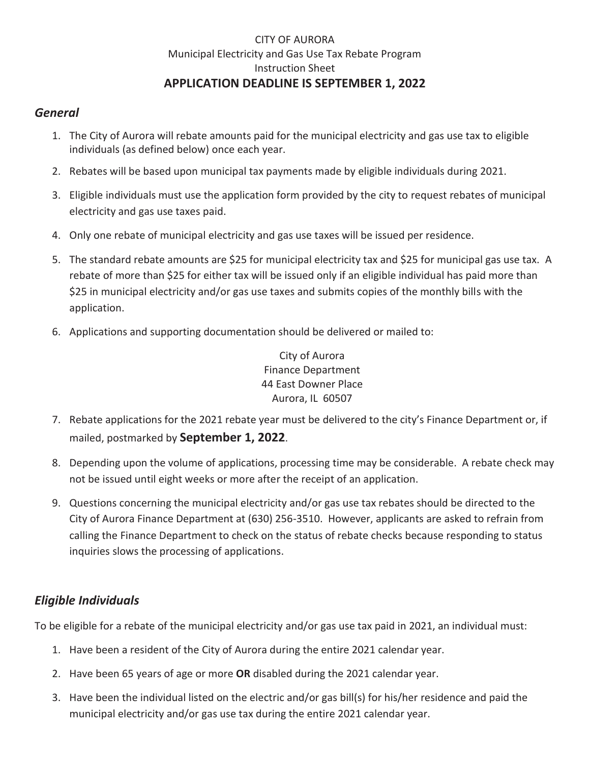CITY OF AURORA
Municipal Electricity and Gas Use Tax Rebate Program
Instruction Sheet

**APPLICATION DEADLINE IS SEPTEMBER 1, 2022**

## *General*

1. The City of Aurora will rebate amounts paid for the municipal electricity and gas use tax to eligible individuals (as defined below) once each year.
2. Rebates will be based upon municipal tax payments made by eligible individuals during 2021.
3. Eligible individuals must use the application form provided by the city to request rebates of municipal electricity and gas use taxes paid.
4. Only one rebate of municipal electricity and gas use taxes will be issued per residence.
5. The standard rebate amounts are $25 for municipal electricity tax and $25 for municipal gas use tax. A rebate of more than $25 for either tax will be issued only if an eligible individual has paid more than $25 in municipal electricity and/or gas use taxes and submits copies of the monthly bills with the application.
6. Applications and supporting documentation should be delivered or mailed to:

   City of Aurora
   Finance Department
   44 East Downer Place
   Aurora, IL 60507

7. Rebate applications for the 2021 rebate year must be delivered to the city's Finance Department or, if mailed, postmarked by **September 1, 2022**.
8. Depending upon the volume of applications, processing time may be considerable. A rebate check may not be issued until eight weeks or more after the receipt of an application.
9. Questions concerning the municipal electricity and/or gas use tax rebates should be directed to the City of Aurora Finance Department at (630) 256-3510. However, applicants are asked to refrain from calling the Finance Department to check on the status of rebate checks because responding to status inquiries slows the processing of applications.

## *Eligible Individuals*

To be eligible for a rebate of the municipal electricity and/or gas use tax paid in 2021, an individual must:

1. Have been a resident of the City of Aurora during the entire 2021 calendar year.
2. Have been 65 years of age or more **OR** disabled during the 2021 calendar year.
3. Have been the individual listed on the electric and/or gas bill(s) for his/her residence and paid the municipal electricity and/or gas use tax during the entire 2021 calendar year.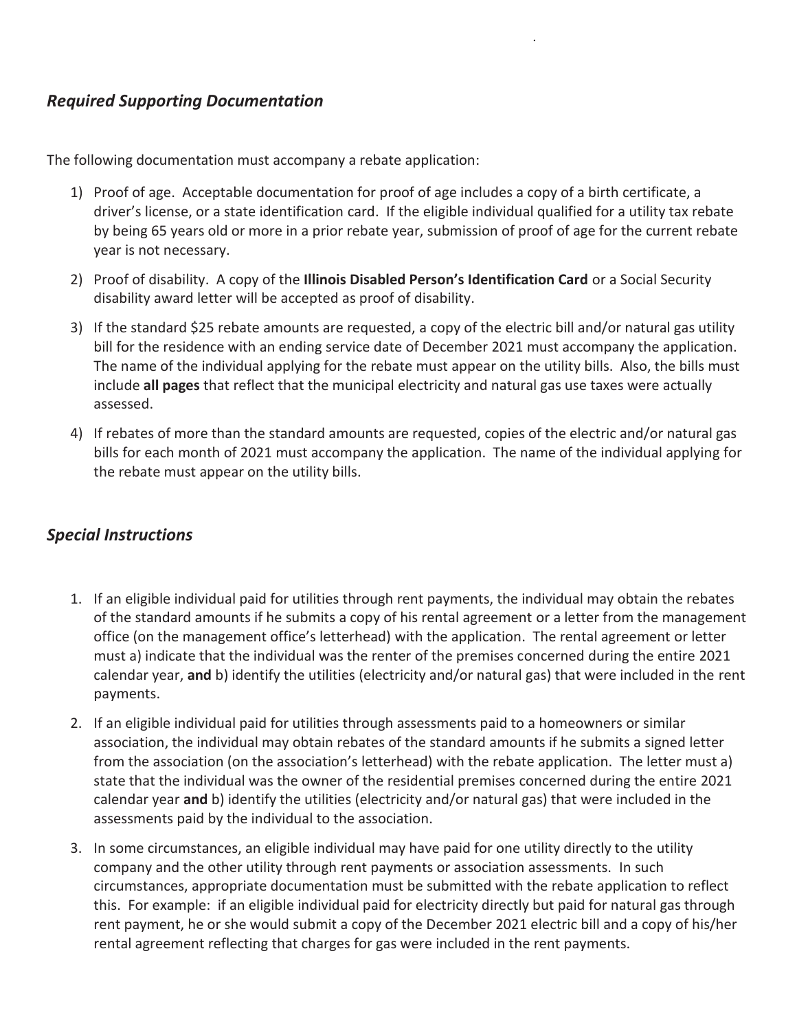## *Required Supporting Documentation*

The following documentation must accompany a rebate application:

1) Proof of age. Acceptable documentation for proof of age includes a copy of a birth certificate, a driver's license, or a state identification card. If the eligible individual qualified for a utility tax rebate by being 65 years old or more in a prior rebate year, submission of proof of age for the current rebate year is not necessary.
2) Proof of disability. A copy of the **Illinois Disabled Person's Identification Card** or a Social Security disability award letter will be accepted as proof of disability.
3) If the standard $25 rebate amounts are requested, a copy of the electric bill and/or natural gas utility bill for the residence with an ending service date of December 2021 must accompany the application. The name of the individual applying for the rebate must appear on the utility bills. Also, the bills must include **all pages** that reflect that the municipal electricity and natural gas use taxes were actually assessed.
4) If rebates of more than the standard amounts are requested, copies of the electric and/or natural gas bills for each month of 2021 must accompany the application. The name of the individual applying for the rebate must appear on the utility bills.

## *Special Instructions*

1. If an eligible individual paid for utilities through rent payments, the individual may obtain the rebates of the standard amounts if he submits a copy of his rental agreement or a letter from the management office (on the management office's letterhead) with the application. The rental agreement or letter must a) indicate that the individual was the renter of the premises concerned during the entire 2021 calendar year, **and** b) identify the utilities (electricity and/or natural gas) that were included in the rent payments.
2. If an eligible individual paid for utilities through assessments paid to a homeowners or similar association, the individual may obtain rebates of the standard amounts if he submits a signed letter from the association (on the association's letterhead) with the rebate application. The letter must a) state that the individual was the owner of the residential premises concerned during the entire 2021 calendar year **and** b) identify the utilities (electricity and/or natural gas) that were included in the assessments paid by the individual to the association.
3. In some circumstances, an eligible individual may have paid for one utility directly to the utility company and the other utility through rent payments or association assessments. In such circumstances, appropriate documentation must be submitted with the rebate application to reflect this. For example: if an eligible individual paid for electricity directly but paid for natural gas through rent payment, he or she would submit a copy of the December 2021 electric bill and a copy of his/her rental agreement reflecting that charges for gas were included in the rent payments.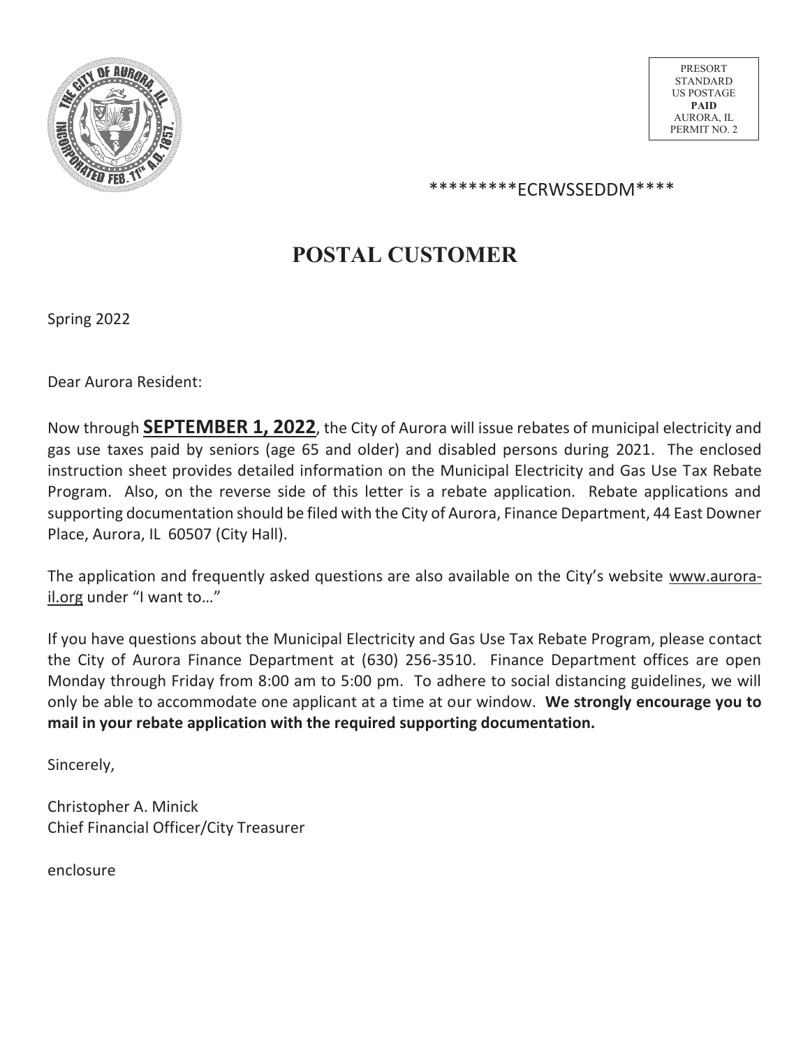PRESORT
STANDARD
US POSTAGE
**PAID**
AURORA, IL
PERMIT NO. 2

*********ECRWSSEDDM****

# POSTAL CUSTOMER

Spring 2022

Dear Aurora Resident:

Now through **SEPTEMBER 1, 2022**, the City of Aurora will issue rebates of municipal electricity and gas use taxes paid by seniors (age 65 and older) and disabled persons during 2021. The enclosed instruction sheet provides detailed information on the Municipal Electricity and Gas Use Tax Rebate Program. Also, on the reverse side of this letter is a rebate application. Rebate applications and supporting documentation should be filed with the City of Aurora, Finance Department, 44 East Downer Place, Aurora, IL 60507 (City Hall).

The application and frequently asked questions are also available on the City's website www.aurora-il.org under "I want to…"

If you have questions about the Municipal Electricity and Gas Use Tax Rebate Program, please contact the City of Aurora Finance Department at (630) 256-3510. Finance Department offices are open Monday through Friday from 8:00 am to 5:00 pm. To adhere to social distancing guidelines, we will only be able to accommodate one applicant at a time at our window. **We strongly encourage you to mail in your rebate application with the required supporting documentation.**

Sincerely,

Christopher A. Minick
Chief Financial Officer/City Treasurer

enclosure